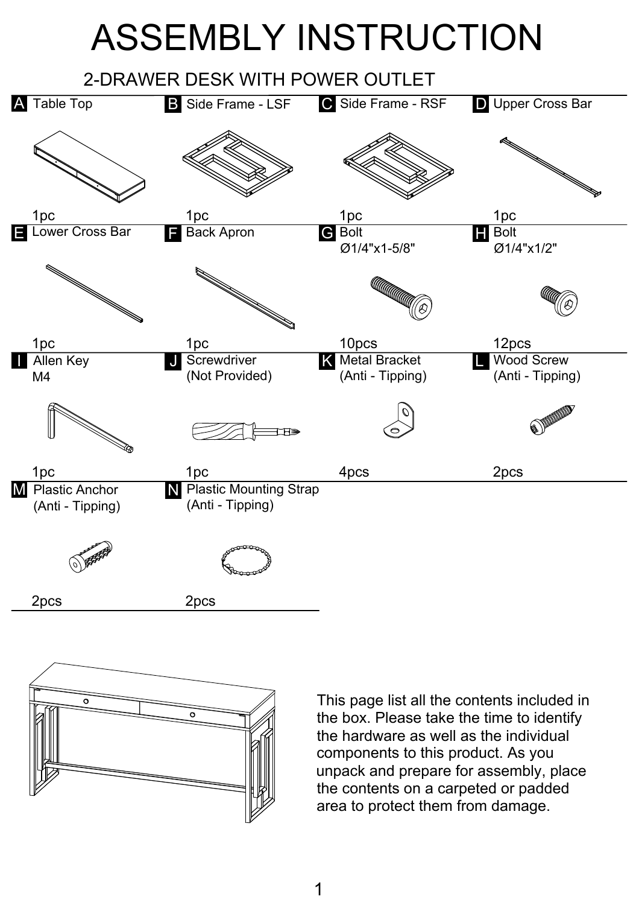# ASSEMBLY INSTRUCTION

## 2-DRAWER DESK WITH POWER OUTLET

| | | | |
|---|---|---|---|
| **A** Table Top<br>1pc | **B** Side Frame - LSF<br>1pc | **C** Side Frame - RSF<br>1pc | **D** Upper Cross Bar<br>1pc |
| **E** Lower Cross Bar<br>1pc | **F** Back Apron<br>1pc | **G** Bolt Ø1/4"x1-5/8"<br>10pcs | **H** Bolt Ø1/4"x1/2"<br>12pcs |
| **I** Allen Key M4<br>1pc | **J** Screwdriver (Not Provided)<br>1pc | **K** Metal Bracket (Anti - Tipping)<br>4pcs | **L** Wood Screw (Anti - Tipping)<br>2pcs |
| **M** Plastic Anchor (Anti - Tipping)<br>2pcs | **N** Plastic Mounting Strap (Anti - Tipping)<br>2pcs | | |

This page list all the contents included in the box. Please take the time to identify the hardware as well as the individual components to this product. As you unpack and prepare for assembly, place the contents on a carpeted or padded area to protect them from damage.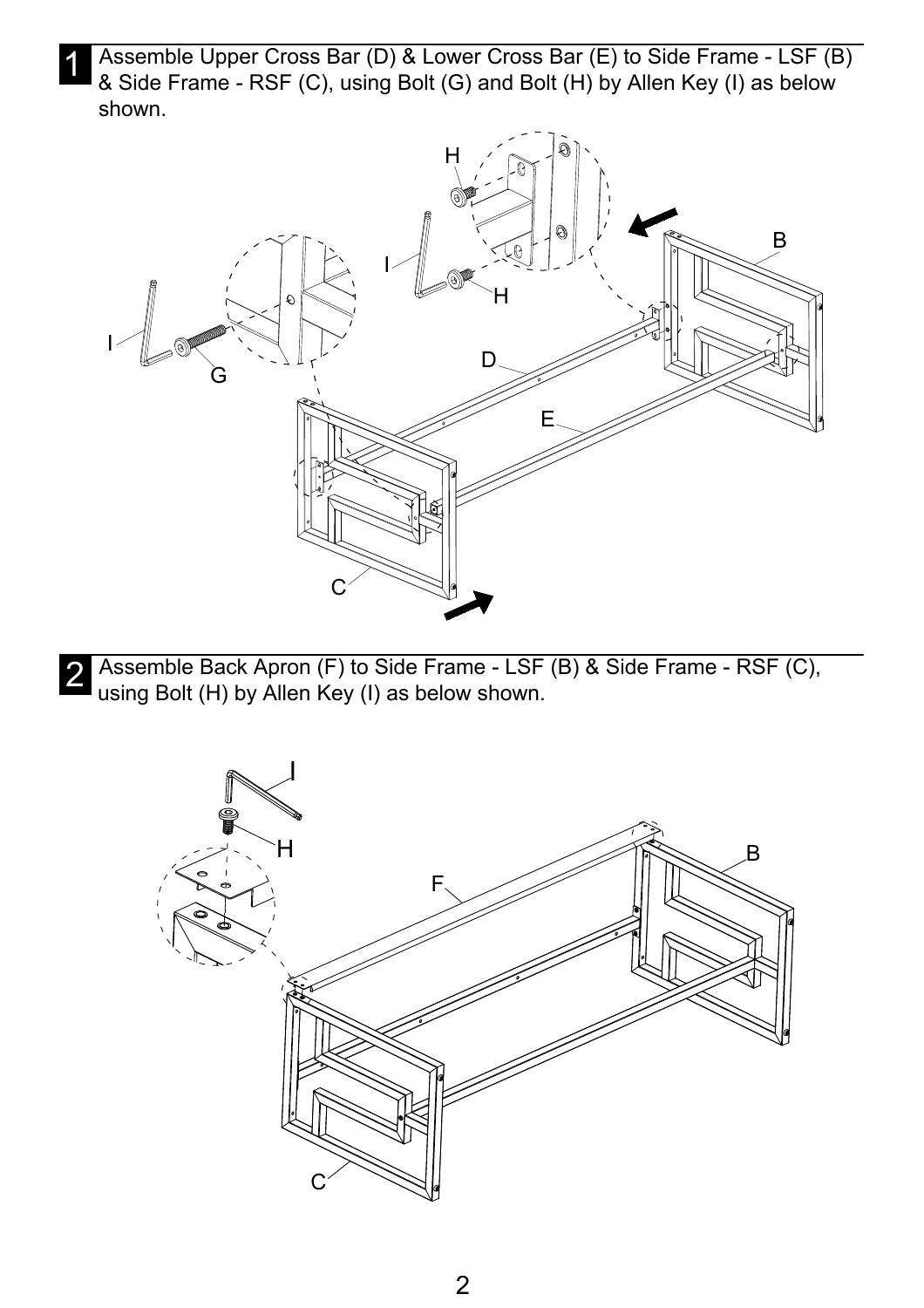**1** Assemble Upper Cross Bar (D) & Lower Cross Bar (E) to Side Frame - LSF (B) & Side Frame - RSF (C), using Bolt (G) and Bolt (H) by Allen Key (I) as below shown.

**2** Assemble Back Apron (F) to Side Frame - LSF (B) & Side Frame - RSF (C), using Bolt (H) by Allen Key (I) as below shown.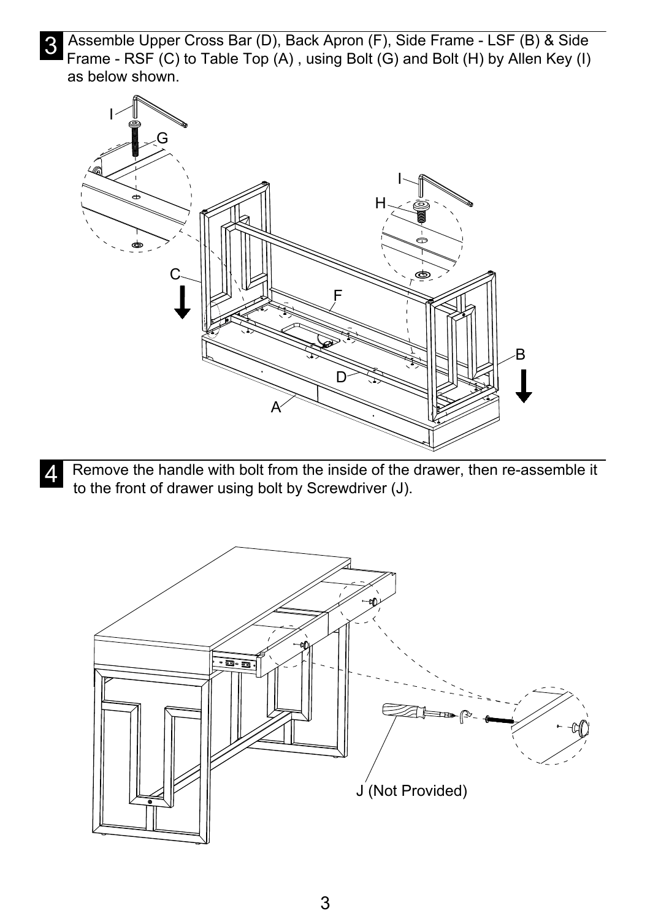**3** Assemble Upper Cross Bar (D), Back Apron (F), Side Frame - LSF (B) & Side Frame - RSF (C) to Table Top (A) , using Bolt (G) and Bolt (H) by Allen Key (I) as below shown.

**4** Remove the handle with bolt from the inside of the drawer, then re-assemble it to the front of drawer using bolt by Screwdriver (J).

J (Not Provided)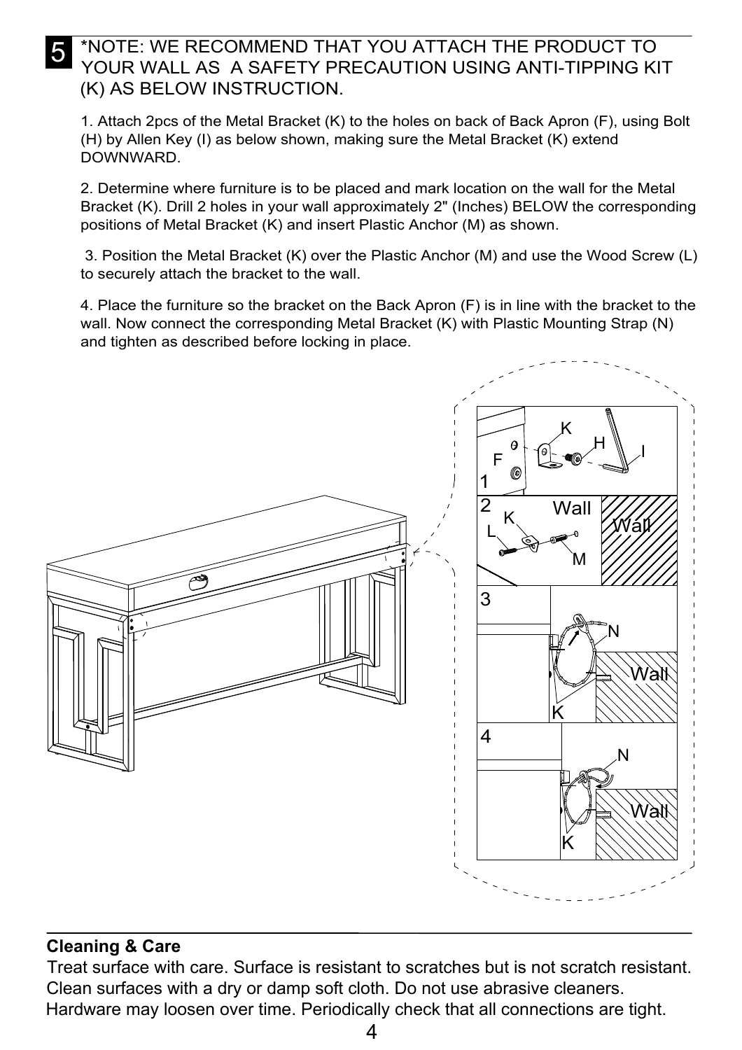## 5 *NOTE: WE RECOMMEND THAT YOU ATTACH THE PRODUCT TO YOUR WALL AS A SAFETY PRECAUTION USING ANTI-TIPPING KIT (K) AS BELOW INSTRUCTION.

1. Attach 2pcs of the Metal Bracket (K) to the holes on back of Back Apron (F), using Bolt (H) by Allen Key (I) as below shown, making sure the Metal Bracket (K) extend DOWNWARD.

2. Determine where furniture is to be placed and mark location on the wall for the Metal Bracket (K). Drill 2 holes in your wall approximately 2" (Inches) BELOW the corresponding positions of Metal Bracket (K) and insert Plastic Anchor (M) as shown.

3. Position the Metal Bracket (K) over the Plastic Anchor (M) and use the Wood Screw (L) to securely attach the bracket to the wall.

4. Place the furniture so the bracket on the Back Apron (F) is in line with the bracket to the wall. Now connect the corresponding Metal Bracket (K) with Plastic Mounting Strap (N) and tighten as described before locking in place.

1 F K H I

2 K L Wall Wall M

3 N Wall K

4 N Wall K

## Cleaning & Care

Treat surface with care. Surface is resistant to scratches but is not scratch resistant. Clean surfaces with a dry or damp soft cloth. Do not use abrasive cleaners. Hardware may loosen over time. Periodically check that all connections are tight.